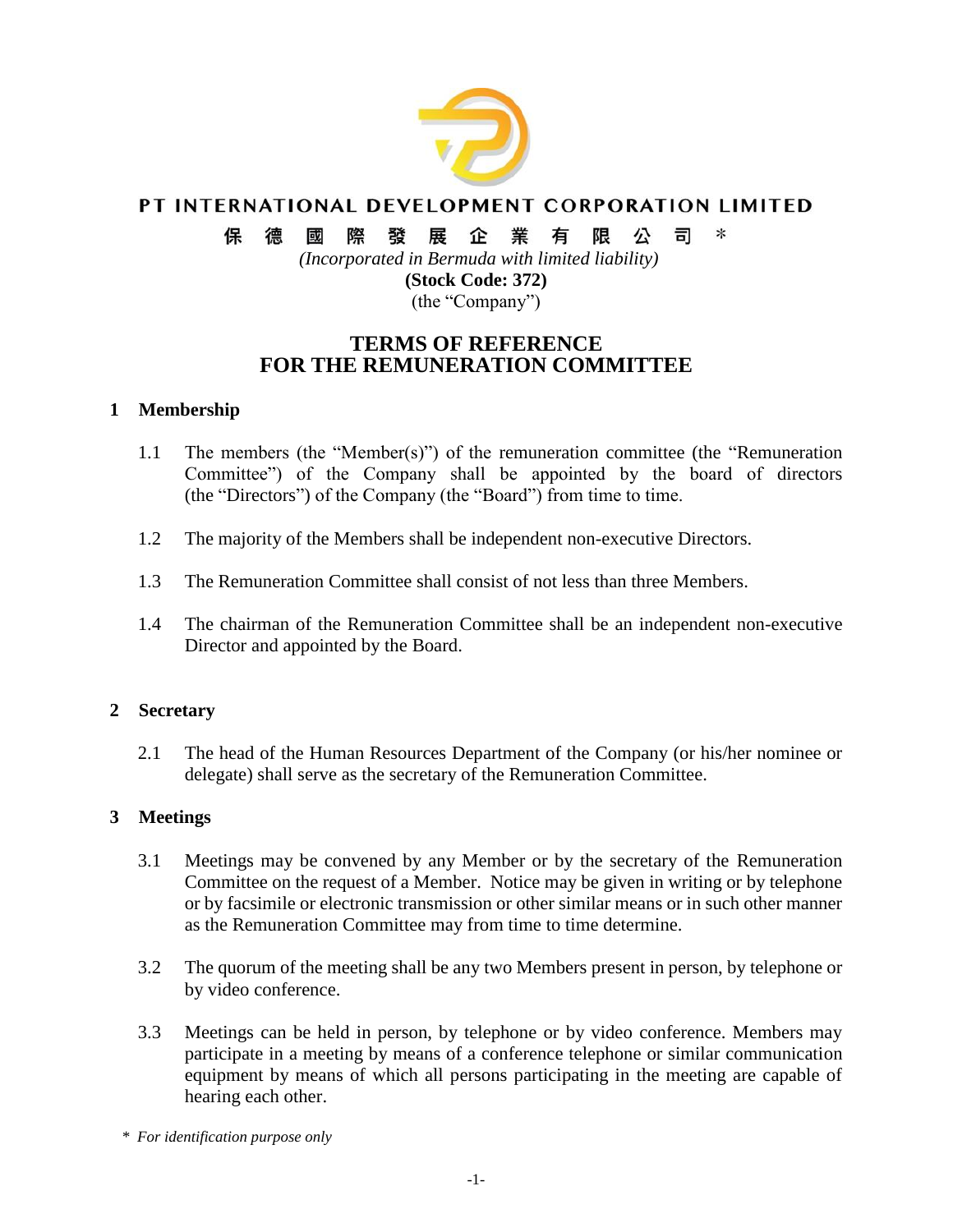**PT INTERNATIONAL DEVELOPMENT CORPORATION LIMITED**

**保德國際發展企業有限公司** *

*(Incorporated in Bermuda with limited liability)*

**(Stock Code: 372)**

(the "Company")

# TERMS OF REFERENCE FOR THE REMUNERATION COMMITTEE

## 1 Membership

1.1 The members (the "Member(s)") of the remuneration committee (the "Remuneration Committee") of the Company shall be appointed by the board of directors (the "Directors") of the Company (the "Board") from time to time.

1.2 The majority of the Members shall be independent non-executive Directors.

1.3 The Remuneration Committee shall consist of not less than three Members.

1.4 The chairman of the Remuneration Committee shall be an independent non-executive Director and appointed by the Board.

## 2 Secretary

2.1 The head of the Human Resources Department of the Company (or his/her nominee or delegate) shall serve as the secretary of the Remuneration Committee.

## 3 Meetings

3.1 Meetings may be convened by any Member or by the secretary of the Remuneration Committee on the request of a Member. Notice may be given in writing or by telephone or by facsimile or electronic transmission or other similar means or in such other manner as the Remuneration Committee may from time to time determine.

3.2 The quorum of the meeting shall be any two Members present in person, by telephone or by video conference.

3.3 Meetings can be held in person, by telephone or by video conference. Members may participate in a meeting by means of a conference telephone or similar communication equipment by means of which all persons participating in the meeting are capable of hearing each other.

\* *For identification purpose only*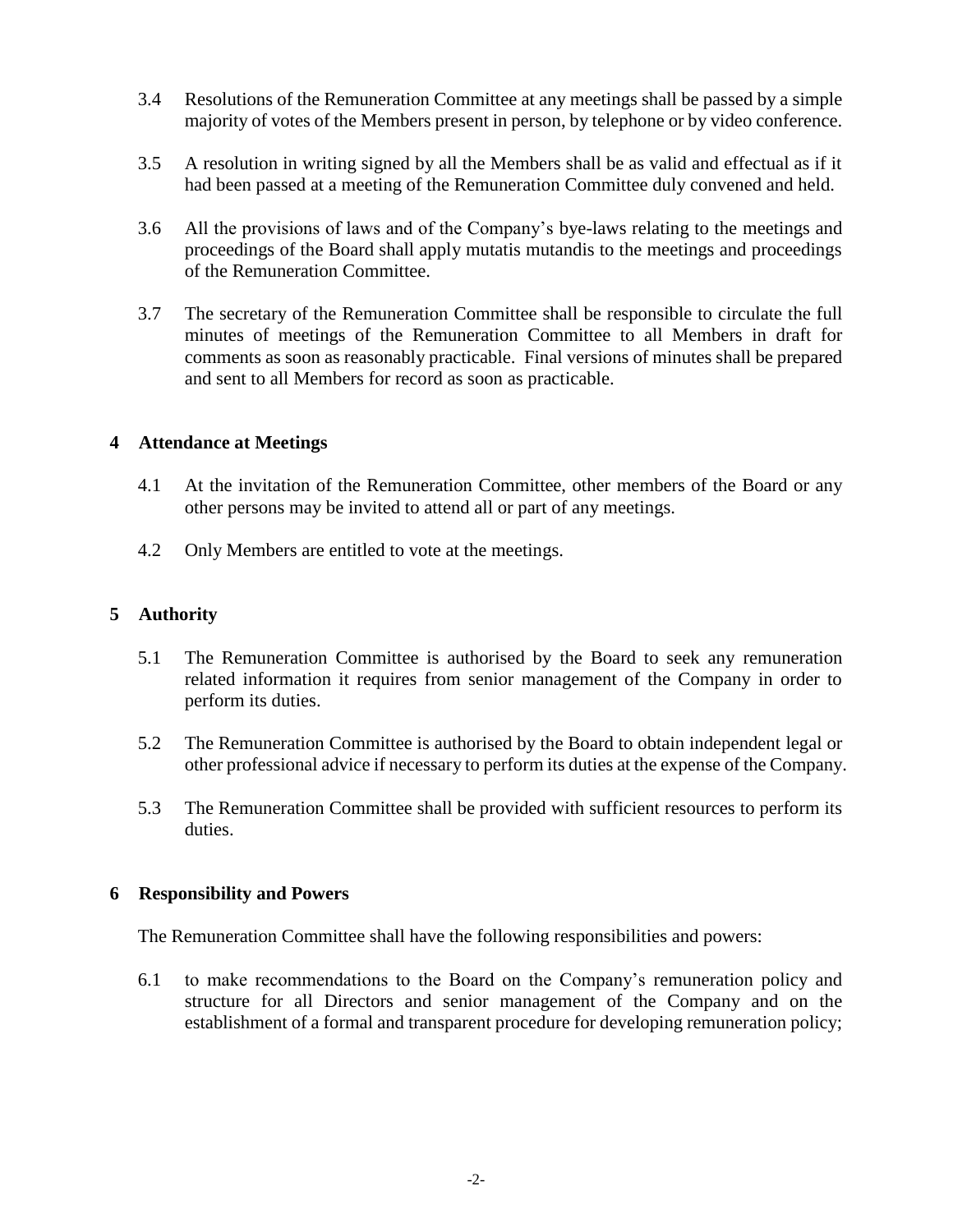3.4 Resolutions of the Remuneration Committee at any meetings shall be passed by a simple majority of votes of the Members present in person, by telephone or by video conference.

3.5 A resolution in writing signed by all the Members shall be as valid and effectual as if it had been passed at a meeting of the Remuneration Committee duly convened and held.

3.6 All the provisions of laws and of the Company's bye-laws relating to the meetings and proceedings of the Board shall apply mutatis mutandis to the meetings and proceedings of the Remuneration Committee.

3.7 The secretary of the Remuneration Committee shall be responsible to circulate the full minutes of meetings of the Remuneration Committee to all Members in draft for comments as soon as reasonably practicable. Final versions of minutes shall be prepared and sent to all Members for record as soon as practicable.

## 4 Attendance at Meetings

4.1 At the invitation of the Remuneration Committee, other members of the Board or any other persons may be invited to attend all or part of any meetings.

4.2 Only Members are entitled to vote at the meetings.

## 5 Authority

5.1 The Remuneration Committee is authorised by the Board to seek any remuneration related information it requires from senior management of the Company in order to perform its duties.

5.2 The Remuneration Committee is authorised by the Board to obtain independent legal or other professional advice if necessary to perform its duties at the expense of the Company.

5.3 The Remuneration Committee shall be provided with sufficient resources to perform its duties.

## 6 Responsibility and Powers

The Remuneration Committee shall have the following responsibilities and powers:

6.1 to make recommendations to the Board on the Company's remuneration policy and structure for all Directors and senior management of the Company and on the establishment of a formal and transparent procedure for developing remuneration policy;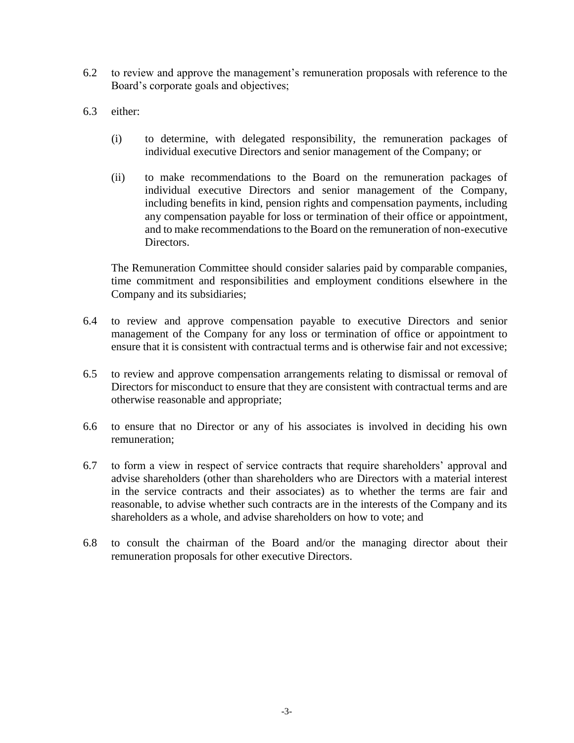6.2 to review and approve the management's remuneration proposals with reference to the Board's corporate goals and objectives;

6.3 either:

(i) to determine, with delegated responsibility, the remuneration packages of individual executive Directors and senior management of the Company; or

(ii) to make recommendations to the Board on the remuneration packages of individual executive Directors and senior management of the Company, including benefits in kind, pension rights and compensation payments, including any compensation payable for loss or termination of their office or appointment, and to make recommendations to the Board on the remuneration of non-executive Directors.

The Remuneration Committee should consider salaries paid by comparable companies, time commitment and responsibilities and employment conditions elsewhere in the Company and its subsidiaries;

6.4 to review and approve compensation payable to executive Directors and senior management of the Company for any loss or termination of office or appointment to ensure that it is consistent with contractual terms and is otherwise fair and not excessive;

6.5 to review and approve compensation arrangements relating to dismissal or removal of Directors for misconduct to ensure that they are consistent with contractual terms and are otherwise reasonable and appropriate;

6.6 to ensure that no Director or any of his associates is involved in deciding his own remuneration;

6.7 to form a view in respect of service contracts that require shareholders' approval and advise shareholders (other than shareholders who are Directors with a material interest in the service contracts and their associates) as to whether the terms are fair and reasonable, to advise whether such contracts are in the interests of the Company and its shareholders as a whole, and advise shareholders on how to vote; and

6.8 to consult the chairman of the Board and/or the managing director about their remuneration proposals for other executive Directors.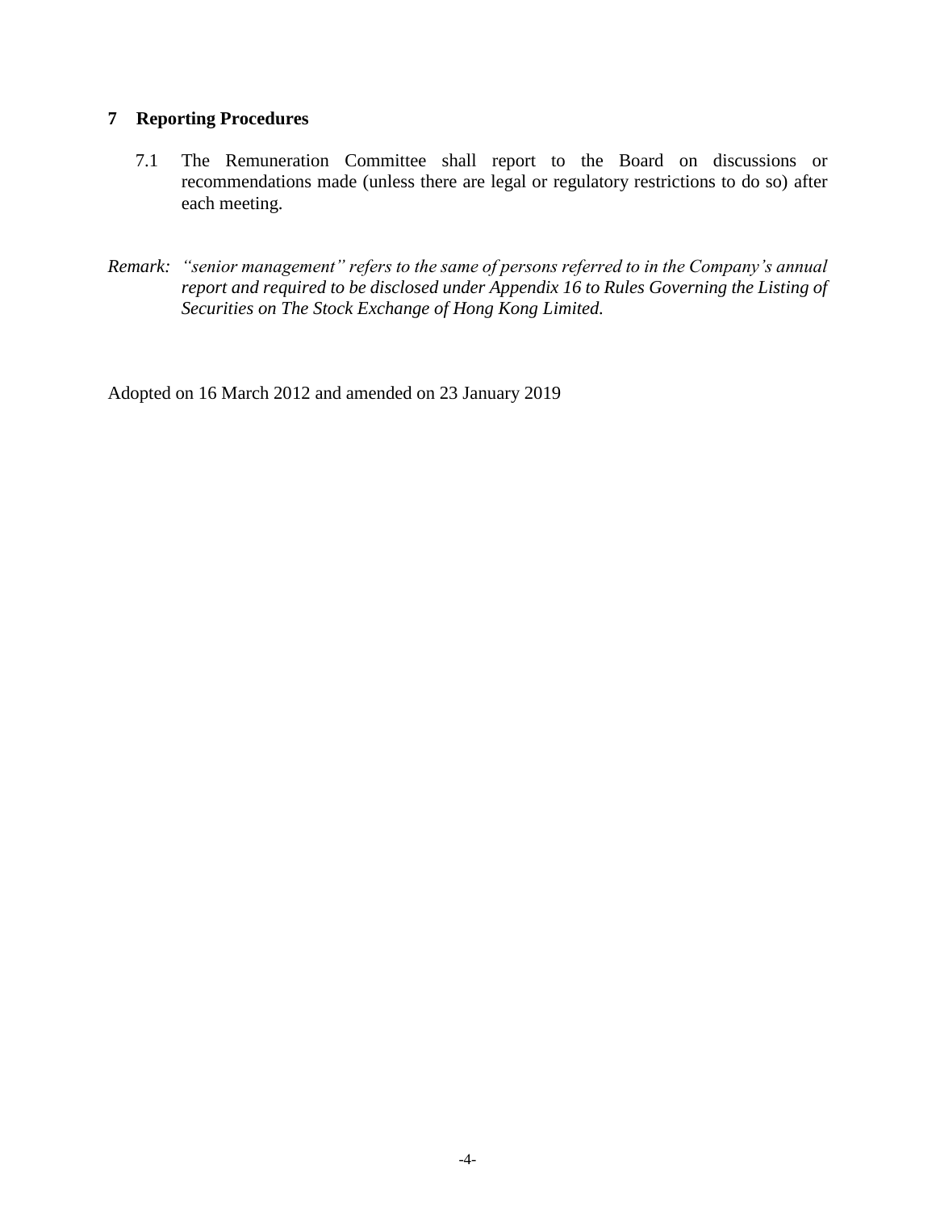## 7 Reporting Procedures

7.1 The Remuneration Committee shall report to the Board on discussions or recommendations made (unless there are legal or regulatory restrictions to do so) after each meeting.

*Remark: "senior management" refers to the same of persons referred to in the Company's annual report and required to be disclosed under Appendix 16 to Rules Governing the Listing of Securities on The Stock Exchange of Hong Kong Limited.*

Adopted on 16 March 2012 and amended on 23 January 2019